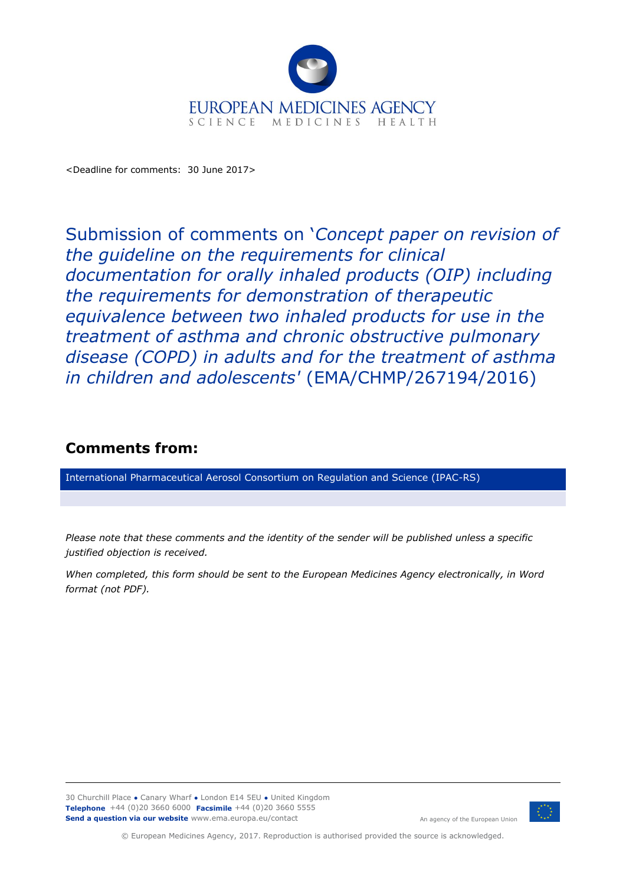EUROPEAN MEDICINES AGENCY

SCIENCE MEDICINES HEALTH

<Deadline for comments: 30 June 2017>

# Submission of comments on '*Concept paper on revision of the guideline on the requirements for clinical documentation for orally inhaled products (OIP) including the requirements for demonstration of therapeutic equivalence between two inhaled products for use in the treatment of asthma and chronic obstructive pulmonary disease (COPD) in adults and for the treatment of asthma in children and adolescents*' (EMA/CHMP/267194/2016)

## Comments from:

International Pharmaceutical Aerosol Consortium on Regulation and Science (IPAC-RS)

*Please note that these comments and the identity of the sender will be published unless a specific justified objection is received.*

*When completed, this form should be sent to the European Medicines Agency electronically, in Word format (not PDF).*

30 Churchill Place ● Canary Wharf ● London E14 5EU ● United Kingdom
**Telephone** +44 (0)20 3660 6000 **Facsimile** +44 (0)20 3660 5555
**Send a question via our website** www.ema.europa.eu/contact

An agency of the European Union

© European Medicines Agency, 2017. Reproduction is authorised provided the source is acknowledged.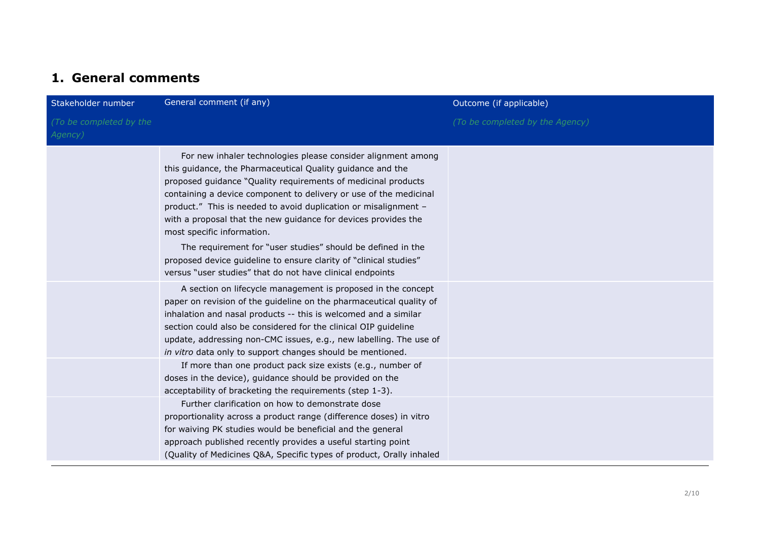## 1. General comments

| Stakeholder number<br>*(To be completed by the Agency)* | General comment (if any) | Outcome (if applicable)<br>*(To be completed by the Agency)* |
| --- | --- | --- |
| | For new inhaler technologies please consider alignment among this guidance, the Pharmaceutical Quality guidance and the proposed guidance "Quality requirements of medicinal products containing a device component to delivery or use of the medicinal product." This is needed to avoid duplication or misalignment – with a proposal that the new guidance for devices provides the most specific information.<br>The requirement for "user studies" should be defined in the proposed device guideline to ensure clarity of "clinical studies" versus "user studies" that do not have clinical endpoints | |
| | A section on lifecycle management is proposed in the concept paper on revision of the guideline on the pharmaceutical quality of inhalation and nasal products -- this is welcomed and a similar section could also be considered for the clinical OIP guideline update, addressing non-CMC issues, e.g., new labelling. The use of *in vitro* data only to support changes should be mentioned. | |
| | If more than one product pack size exists (e.g., number of doses in the device), guidance should be provided on the acceptability of bracketing the requirements (step 1-3). | |
| | Further clarification on how to demonstrate dose proportionality across a product range (difference doses) in vitro for waiving PK studies would be beneficial and the general approach published recently provides a useful starting point (Quality of Medicines Q&A, Specific types of product, Orally inhaled | |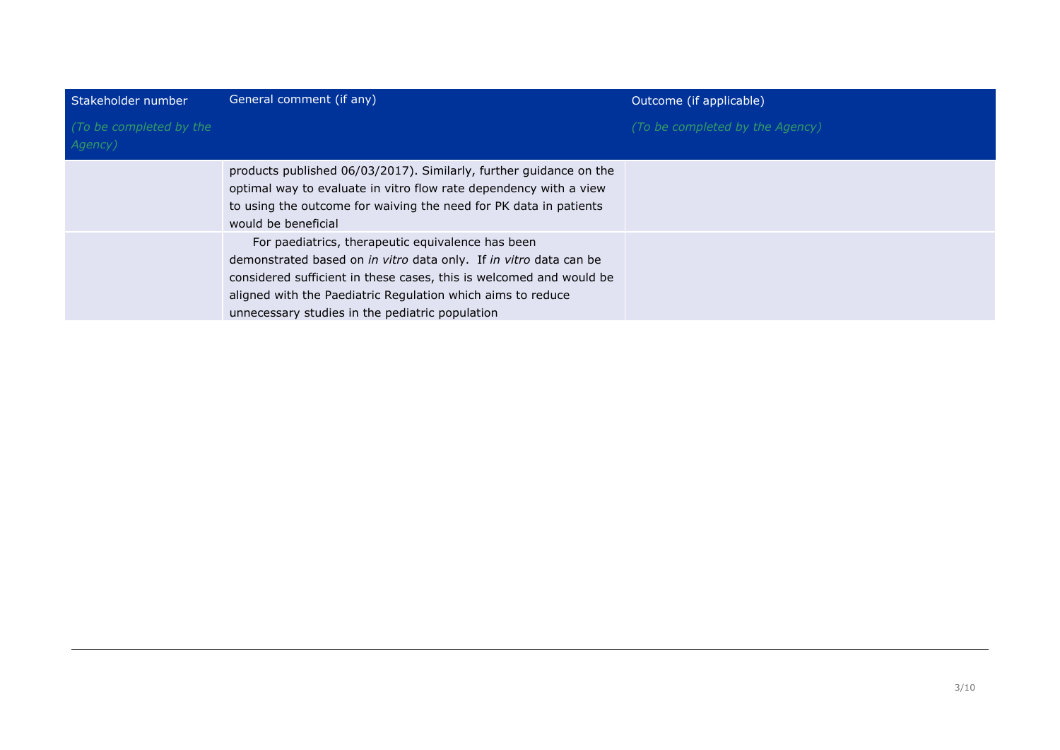| Stakeholder number<br>*(To be completed by the Agency)* | General comment (if any) | Outcome (if applicable)<br>*(To be completed by the Agency)* |
|---|---|---|
| | products published 06/03/2017). Similarly, further guidance on the optimal way to evaluate in vitro flow rate dependency with a view to using the outcome for waiving the need for PK data in patients would be beneficial | |
| | For paediatrics, therapeutic equivalence has been demonstrated based on *in vitro* data only. If *in vitro* data can be considered sufficient in these cases, this is welcomed and would be aligned with the Paediatric Regulation which aims to reduce unnecessary studies in the pediatric population | |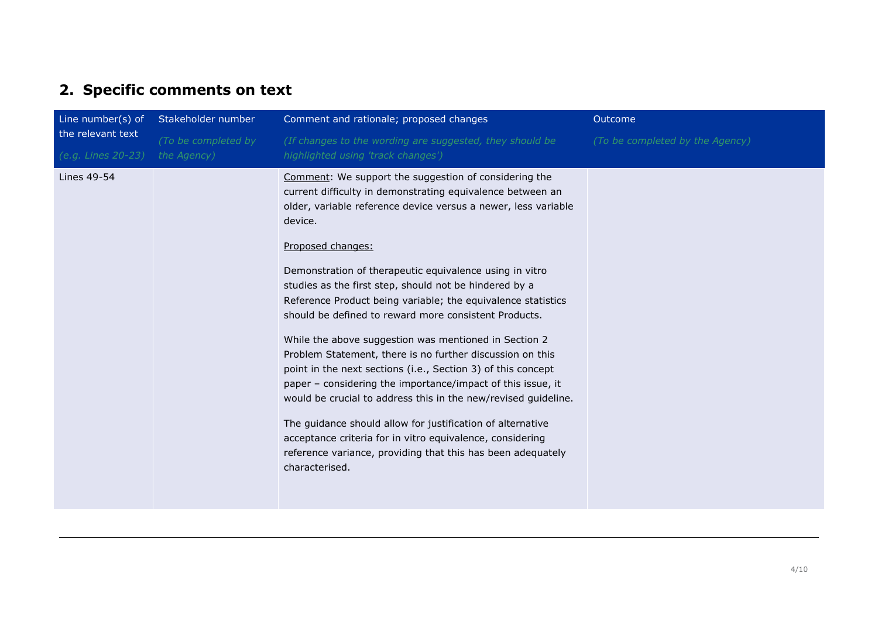## 2. Specific comments on text

| Line number(s) of the relevant text *(e.g. Lines 20-23)* | Stakeholder number *(To be completed by the Agency)* | Comment and rationale; proposed changes *(If changes to the wording are suggested, they should be highlighted using 'track changes')* | Outcome *(To be completed by the Agency)* |
|---|---|---|---|
| Lines 49-54 | | Comment: We support the suggestion of considering the current difficulty in demonstrating equivalence between an older, variable reference device versus a newer, less variable device.<br><br>Proposed changes:<br><br>Demonstration of therapeutic equivalence using in vitro studies as the first step, should not be hindered by a Reference Product being variable; the equivalence statistics should be defined to reward more consistent Products.<br><br>While the above suggestion was mentioned in Section 2 Problem Statement, there is no further discussion on this point in the next sections (i.e., Section 3) of this concept paper – considering the importance/impact of this issue, it would be crucial to address this in the new/revised guideline.<br><br>The guidance should allow for justification of alternative acceptance criteria for in vitro equivalence, considering reference variance, providing that this has been adequately characterised. | |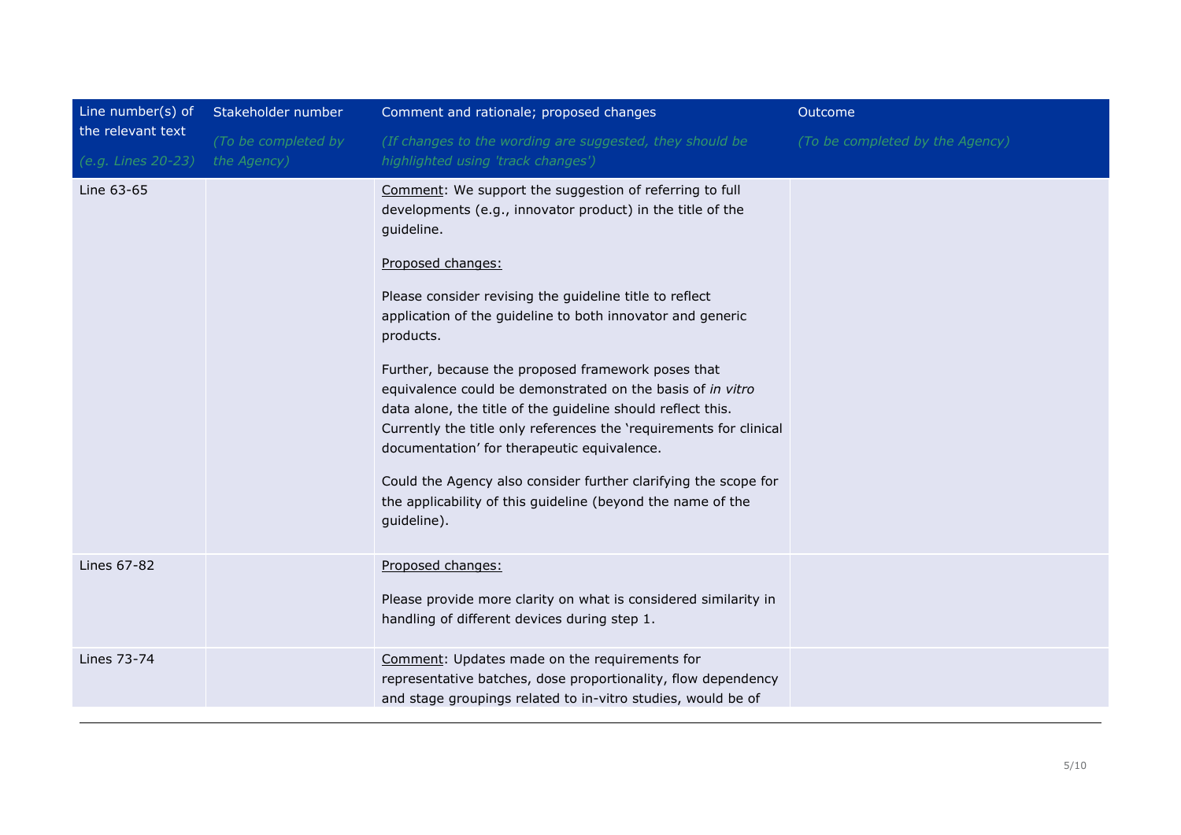| Line number(s) of the relevant text<br>*(e.g. Lines 20-23)* | Stakeholder number<br>*(To be completed by the Agency)* | Comment and rationale; proposed changes<br>*(If changes to the wording are suggested, they should be highlighted using 'track changes')* | Outcome<br>*(To be completed by the Agency)* |
|---|---|---|---|
| Line 63-65 | | Comment: We support the suggestion of referring to full developments (e.g., innovator product) in the title of the guideline.<br><br>Proposed changes:<br><br>Please consider revising the guideline title to reflect application of the guideline to both innovator and generic products.<br><br>Further, because the proposed framework poses that equivalence could be demonstrated on the basis of *in vitro* data alone, the title of the guideline should reflect this. Currently the title only references the 'requirements for clinical documentation' for therapeutic equivalence.<br><br>Could the Agency also consider further clarifying the scope for the applicability of this guideline (beyond the name of the guideline). | |
| Lines 67-82 | | Proposed changes:<br><br>Please provide more clarity on what is considered similarity in handling of different devices during step 1. | |
| Lines 73-74 | | Comment: Updates made on the requirements for representative batches, dose proportionality, flow dependency and stage groupings related to in-vitro studies, would be of | |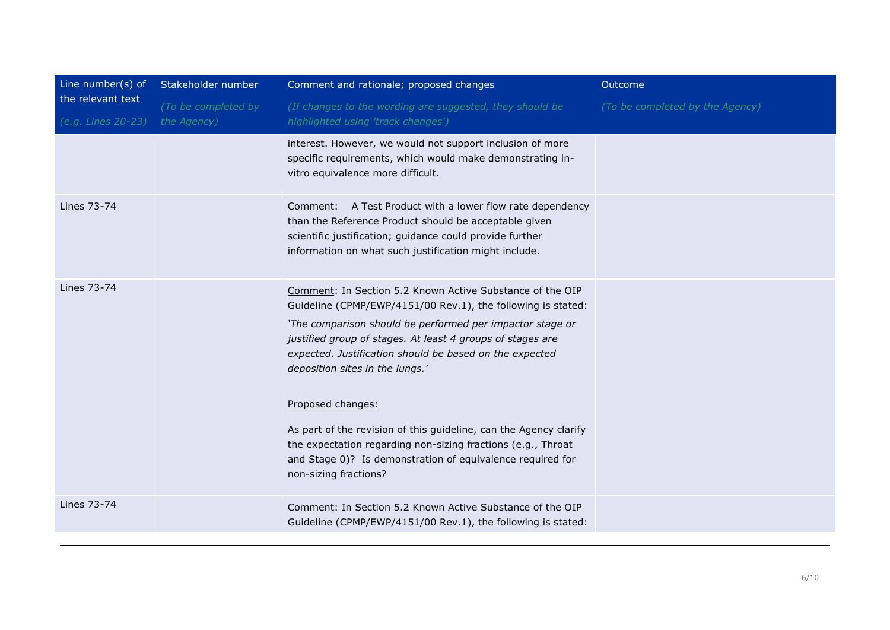| Line number(s) of the relevant text<br>*(e.g. Lines 20-23)* | Stakeholder number<br>*(To be completed by the Agency)* | Comment and rationale; proposed changes<br>*(If changes to the wording are suggested, they should be highlighted using 'track changes')* | Outcome<br>*(To be completed by the Agency)* |
|---|---|---|---|
| | | interest. However, we would not support inclusion of more specific requirements, which would make demonstrating in-vitro equivalence more difficult. | |
| Lines 73-74 | | Comment: A Test Product with a lower flow rate dependency than the Reference Product should be acceptable given scientific justification; guidance could provide further information on what such justification might include. | |
| Lines 73-74 | | Comment: In Section 5.2 Known Active Substance of the OIP Guideline (CPMP/EWP/4151/00 Rev.1), the following is stated:<br>*'The comparison should be performed per impactor stage or justified group of stages. At least 4 groups of stages are expected. Justification should be based on the expected deposition sites in the lungs.'*<br><br>Proposed changes:<br><br>As part of the revision of this guideline, can the Agency clarify the expectation regarding non-sizing fractions (e.g., Throat and Stage 0)? Is demonstration of equivalence required for non-sizing fractions? | |
| Lines 73-74 | | Comment: In Section 5.2 Known Active Substance of the OIP Guideline (CPMP/EWP/4151/00 Rev.1), the following is stated: | |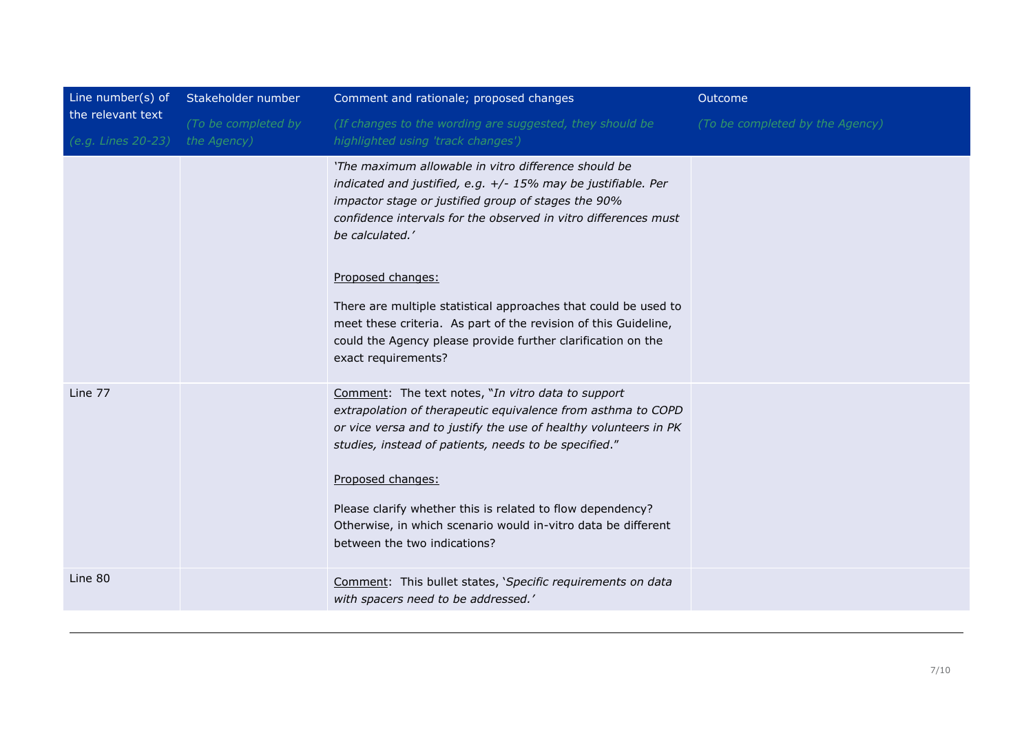| Line number(s) of the relevant text<br>*(e.g. Lines 20-23)* | Stakeholder number<br>*(To be completed by the Agency)* | Comment and rationale; proposed changes<br>*(If changes to the wording are suggested, they should be highlighted using 'track changes')* | Outcome<br>*(To be completed by the Agency)* |
|---|---|---|---|
| | | *'The maximum allowable in vitro difference should be indicated and justified, e.g. +/- 15% may be justifiable. Per impactor stage or justified group of stages the 90% confidence intervals for the observed in vitro differences must be calculated.'*<br><br>Proposed changes:<br><br>There are multiple statistical approaches that could be used to meet these criteria. As part of the revision of this Guideline, could the Agency please provide further clarification on the exact requirements? | |
| Line 77 | | Comment: The text notes, "*In vitro data to support extrapolation of therapeutic equivalence from asthma to COPD or vice versa and to justify the use of healthy volunteers in PK studies, instead of patients, needs to be specified*."<br><br>Proposed changes:<br><br>Please clarify whether this is related to flow dependency? Otherwise, in which scenario would in-vitro data be different between the two indications? | |
| Line 80 | | Comment: This bullet states, '*Specific requirements on data with spacers need to be addressed.'* | |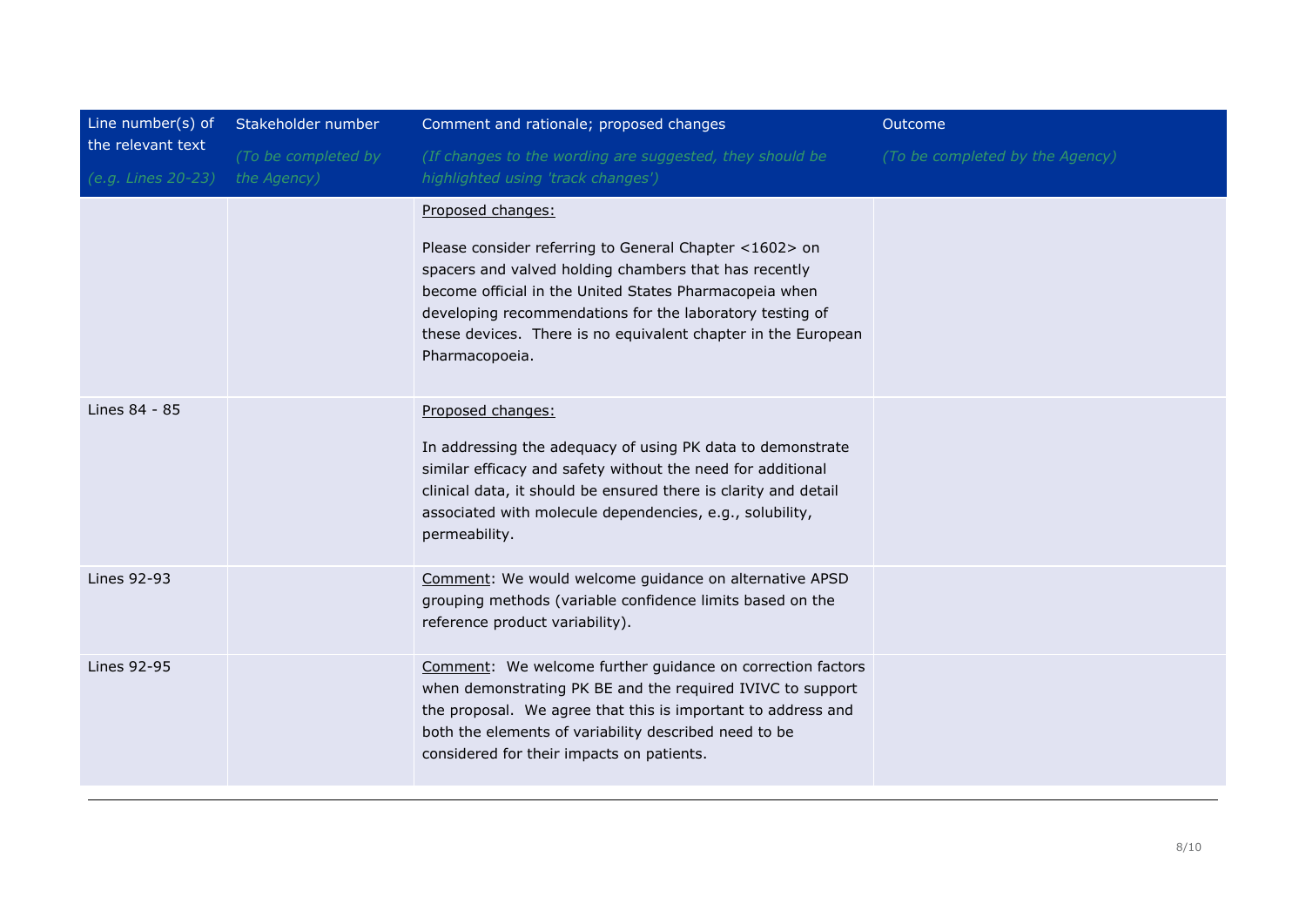| Line number(s) of the relevant text<br>*(e.g. Lines 20-23)* | Stakeholder number<br>*(To be completed by the Agency)* | Comment and rationale; proposed changes<br>*(If changes to the wording are suggested, they should be highlighted using 'track changes')* | Outcome<br>*(To be completed by the Agency)* |
|---|---|---|---|
| | | Proposed changes:<br><br>Please consider referring to General Chapter <1602> on spacers and valved holding chambers that has recently become official in the United States Pharmacopeia when developing recommendations for the laboratory testing of these devices. There is no equivalent chapter in the European Pharmacopoeia. | |
| Lines 84 - 85 | | Proposed changes:<br><br>In addressing the adequacy of using PK data to demonstrate similar efficacy and safety without the need for additional clinical data, it should be ensured there is clarity and detail associated with molecule dependencies, e.g., solubility, permeability. | |
| Lines 92-93 | | Comment: We would welcome guidance on alternative APSD grouping methods (variable confidence limits based on the reference product variability). | |
| Lines 92-95 | | Comment: We welcome further guidance on correction factors when demonstrating PK BE and the required IVIVC to support the proposal. We agree that this is important to address and both the elements of variability described need to be considered for their impacts on patients. | |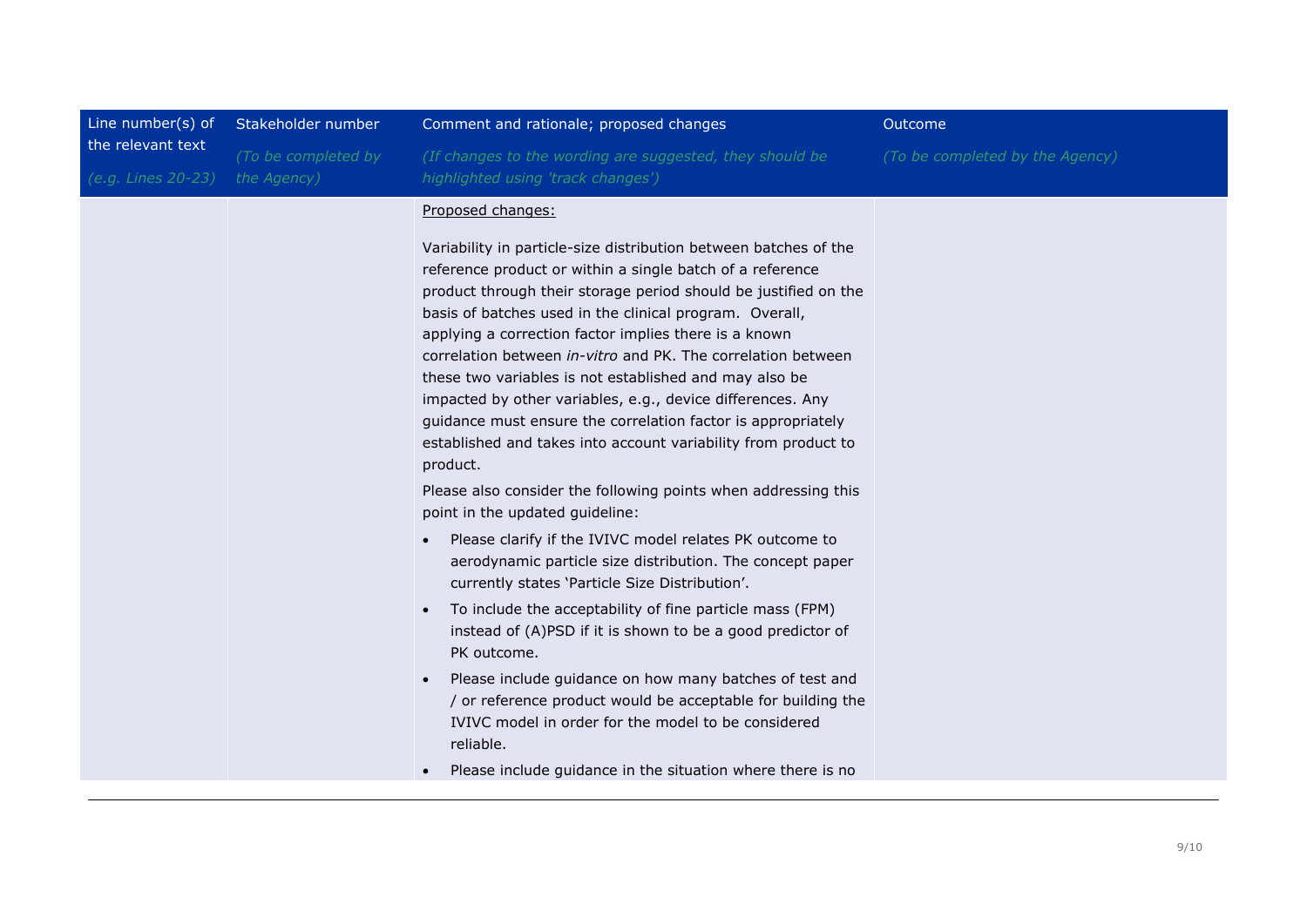| Line number(s) of the relevant text<br>*(e.g. Lines 20-23)* | Stakeholder number<br>*(To be completed by the Agency)* | Comment and rationale; proposed changes<br>*(If changes to the wording are suggested, they should be highlighted using 'track changes')* | Outcome<br>*(To be completed by the Agency)* |
|---|---|---|---|
| | | Proposed changes:<br><br>Variability in particle-size distribution between batches of the reference product or within a single batch of a reference product through their storage period should be justified on the basis of batches used in the clinical program. Overall, applying a correction factor implies there is a known correlation between *in-vitro* and PK. The correlation between these two variables is not established and may also be impacted by other variables, e.g., device differences. Any guidance must ensure the correlation factor is appropriately established and takes into account variability from product to product.<br><br>Please also consider the following points when addressing this point in the updated guideline:<br><br>• Please clarify if the IVIVC model relates PK outcome to aerodynamic particle size distribution. The concept paper currently states 'Particle Size Distribution'.<br>• To include the acceptability of fine particle mass (FPM) instead of (A)PSD if it is shown to be a good predictor of PK outcome.<br>• Please include guidance on how many batches of test and / or reference product would be acceptable for building the IVIVC model in order for the model to be considered reliable.<br>• Please include guidance in the situation where there is no | |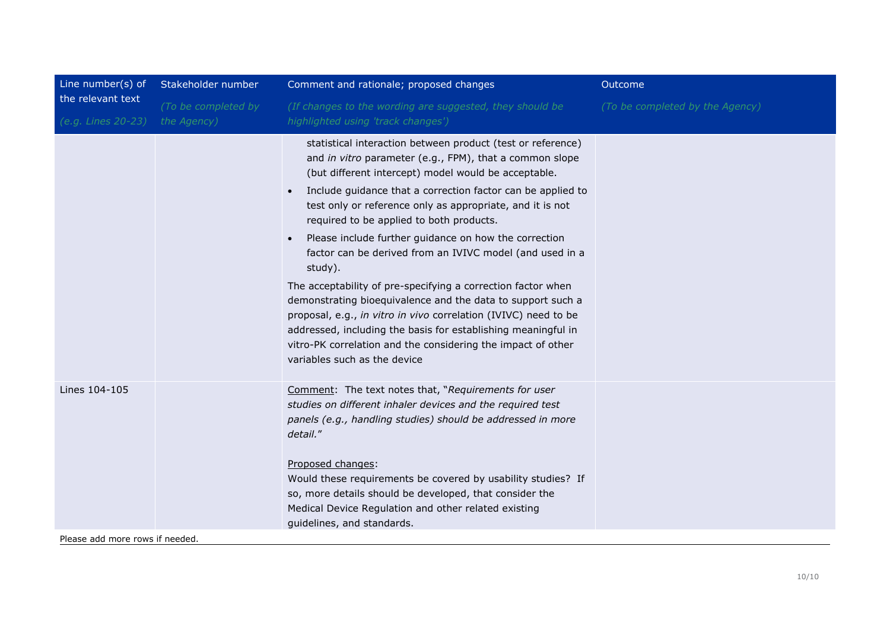| Line number(s) of the relevant text<br>*(e.g. Lines 20-23)* | Stakeholder number<br>*(To be completed by the Agency)* | Comment and rationale; proposed changes<br>*(If changes to the wording are suggested, they should be highlighted using 'track changes')* | Outcome<br>*(To be completed by the Agency)* |
|---|---|---|---|
| | | statistical interaction between product (test or reference) and *in vitro* parameter (e.g., FPM), that a common slope (but different intercept) model would be acceptable.<br>• Include guidance that a correction factor can be applied to test only or reference only as appropriate, and it is not required to be applied to both products.<br>• Please include further guidance on how the correction factor can be derived from an IVIVC model (and used in a study).<br>The acceptability of pre-specifying a correction factor when demonstrating bioequivalence and the data to support such a proposal, e.g., *in vitro in vivo* correlation (IVIVC) need to be addressed, including the basis for establishing meaningful in vitro-PK correlation and the considering the impact of other variables such as the device | |
| Lines 104-105 | | Comment: The text notes that, "*Requirements for user studies on different inhaler devices and the required test panels (e.g., handling studies) should be addressed in more detail.*"<br><br>Proposed changes:<br>Would these requirements be covered by usability studies? If so, more details should be developed, that consider the Medical Device Regulation and other related existing guidelines, and standards. | |

Please add more rows if needed.